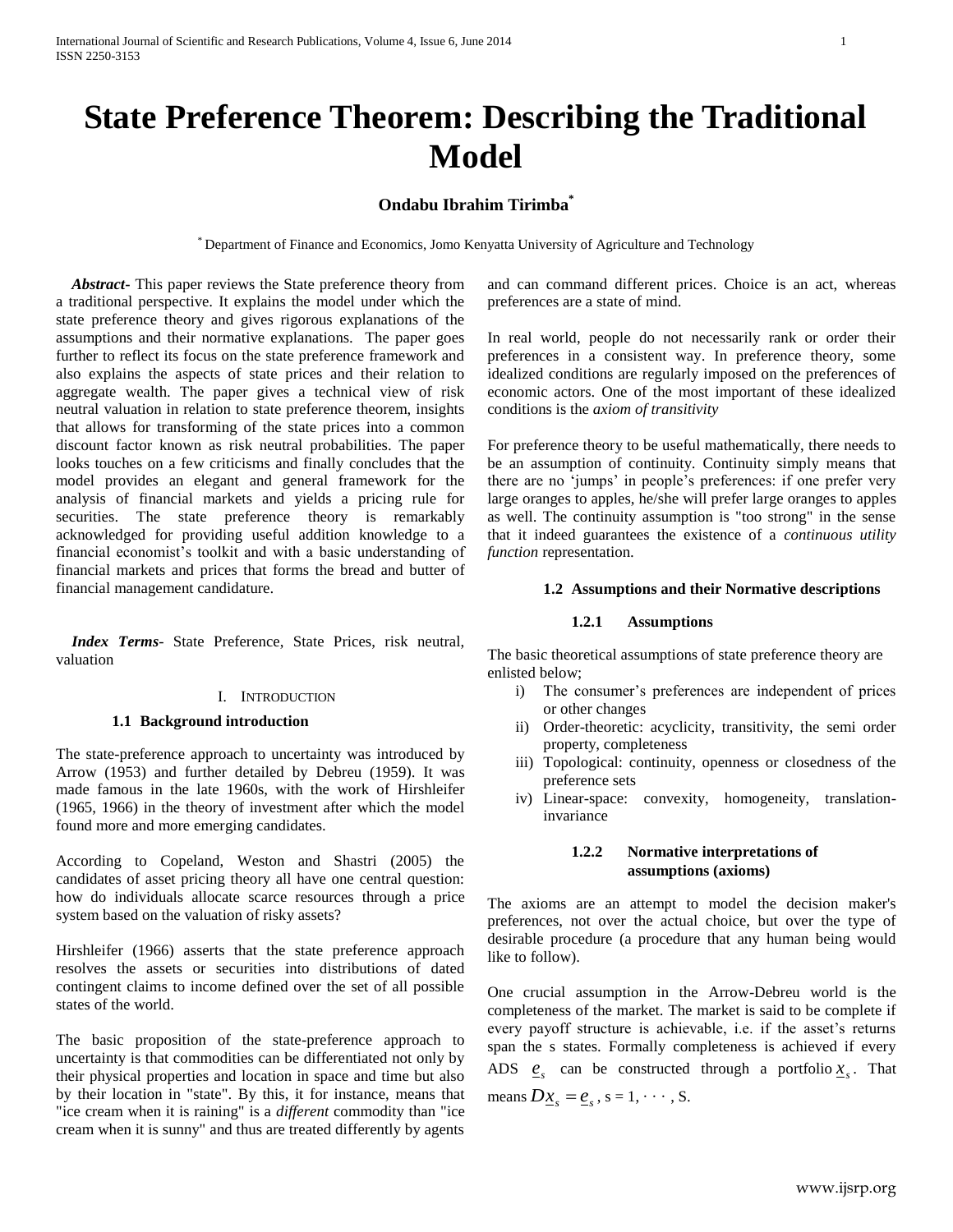# State Preference Theorem: Describing the Traditional Model

**Ondabu Ibrahim Tirimba[*]**

[*] Department of Finance and Economics, Jomo Kenyatta University of Agriculture and Technology

***Abstract*-** This paper reviews the State preference theory from a traditional perspective. It explains the model under which the state preference theory and gives rigorous explanations of the assumptions and their normative explanations. The paper goes further to reflect its focus on the state preference framework and also explains the aspects of state prices and their relation to aggregate wealth. The paper gives a technical view of risk neutral valuation in relation to state preference theorem, insights that allows for transforming of the state prices into a common discount factor known as risk neutral probabilities. The paper looks touches on a few criticisms and finally concludes that the model provides an elegant and general framework for the analysis of financial markets and yields a pricing rule for securities. The state preference theory is remarkably acknowledged for providing useful addition knowledge to a financial economist's toolkit and with a basic understanding of financial markets and prices that forms the bread and butter of financial management candidature.

***Index Terms*-** State Preference, State Prices, risk neutral, valuation

## I. Introduction

### 1.1 Background introduction

The state-preference approach to uncertainty was introduced by Arrow (1953) and further detailed by Debreu (1959). It was made famous in the late 1960s, with the work of Hirshleifer (1965, 1966) in the theory of investment after which the model found more and more emerging candidates.

According to Copeland, Weston and Shastri (2005) the candidates of asset pricing theory all have one central question: how do individuals allocate scarce resources through a price system based on the valuation of risky assets?

Hirshleifer (1966) asserts that the state preference approach resolves the assets or securities into distributions of dated contingent claims to income defined over the set of all possible states of the world.

The basic proposition of the state-preference approach to uncertainty is that commodities can be differentiated not only by their physical properties and location in space and time but also by their location in "state". By this, it for instance, means that "ice cream when it is raining" is a *different* commodity than "ice cream when it is sunny" and thus are treated differently by agents and can command different prices. Choice is an act, whereas preferences are a state of mind.

In real world, people do not necessarily rank or order their preferences in a consistent way. In preference theory, some idealized conditions are regularly imposed on the preferences of economic actors. One of the most important of these idealized conditions is the *axiom of transitivity*

For preference theory to be useful mathematically, there needs to be an assumption of continuity. Continuity simply means that there are no 'jumps' in people's preferences: if one prefer very large oranges to apples, he/she will prefer large oranges to apples as well. The continuity assumption is "too strong" in the sense that it indeed guarantees the existence of a *continuous utility function* representation.

### 1.2 Assumptions and their Normative descriptions

#### 1.2.1 Assumptions

The basic theoretical assumptions of state preference theory are enlisted below;

i) The consumer's preferences are independent of prices or other changes
ii) Order-theoretic: acyclicity, transitivity, the semi order property, completeness
iii) Topological: continuity, openness or closedness of the preference sets
iv) Linear-space: convexity, homogeneity, translation-invariance

#### 1.2.2 Normative interpretations of assumptions (axioms)

The axioms are an attempt to model the decision maker's preferences, not over the actual choice, but over the type of desirable procedure (a procedure that any human being would like to follow).

One crucial assumption in the Arrow-Debreu world is the completeness of the market. The market is said to be complete if every payoff structure is achievable, i.e. if the asset's returns span the s states. Formally completeness is achieved if every ADS $\underline{e}_s$ can be constructed through a portfolio $\underline{x}_s$. That means $D\underline{x}_s = \underline{e}_s$, s = 1, · · · , S.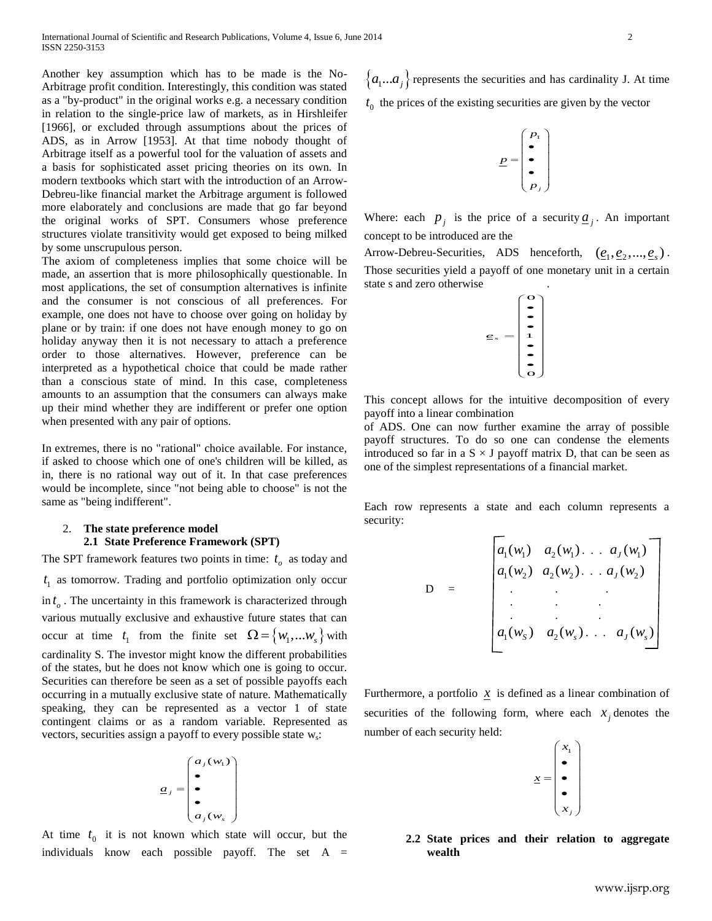Another key assumption which has to be made is the No-Arbitrage profit condition. Interestingly, this condition was stated as a "by-product" in the original works e.g. a necessary condition in relation to the single-price law of markets, as in Hirshleifer [1966], or excluded through assumptions about the prices of ADS, as in Arrow [1953]. At that time nobody thought of Arbitrage itself as a powerful tool for the valuation of assets and a basis for sophisticated asset pricing theories on its own. In modern textbooks which start with the introduction of an Arrow-Debreu-like financial market the Arbitrage argument is followed more elaborately and conclusions are made that go far beyond the original works of SPT. Consumers whose preference structures violate transitivity would get exposed to being milked by some unscrupulous person.

The axiom of completeness implies that some choice will be made, an assertion that is more philosophically questionable. In most applications, the set of consumption alternatives is infinite and the consumer is not conscious of all preferences. For example, one does not have to choose over going on holiday by plane or by train: if one does not have enough money to go on holiday anyway then it is not necessary to attach a preference order to those alternatives. However, preference can be interpreted as a hypothetical choice that could be made rather than a conscious state of mind. In this case, completeness amounts to an assumption that the consumers can always make up their mind whether they are indifferent or prefer one option when presented with any pair of options.

In extremes, there is no "rational" choice available. For instance, if asked to choose which one of one's children will be killed, as in, there is no rational way out of it. In that case preferences would be incomplete, since "not being able to choose" is not the same as "being indifferent".

## 2. The state preference model

### 2.1 State Preference Framework (SPT)

The SPT framework features two points in time: $t_o$ as today and $t_1$ as tomorrow. Trading and portfolio optimization only occur in $t_o$. The uncertainty in this framework is characterized through various mutually exclusive and exhaustive future states that can occur at time $t_1$ from the finite set $\Omega = \{w_1, ... w_s\}$ with cardinality S. The investor might know the different probabilities of the states, but he does not know which one is going to occur. Securities can therefore be seen as a set of possible payoffs each occurring in a mutually exclusive state of nature. Mathematically speaking, they can be represented as a vector 1 of state contingent claims or as a random variable. Represented as vectors, securities assign a payoff to every possible state $w_s$:

$$\underline{a}_j = \begin{pmatrix} a_j(w_1) \\ \bullet \\ \bullet \\ \bullet \\ a_j(w_s \end{pmatrix}$$

At time $t_0$ it is not known which state will occur, but the individuals know each possible payoff. The set A = $\{a_1 ... a_j\}$ represents the securities and has cardinality J. At time $t_0$ the prices of the existing securities are given by the vector

$$\underline{p} = \begin{pmatrix} p_1 \\ \bullet \\ \bullet \\ \bullet \\ p_J \end{pmatrix}$$

Where: each $p_j$ is the price of a security $\underline{a}_j$. An important concept to be introduced are the Arrow-Debreu-Securities, ADS henceforth, $(\underline{e}_1, \underline{e}_2, ..., \underline{e}_s)$. Those securities yield a payoff of one monetary unit in a certain state s and zero otherwise .

$$\underline{e}_s = \begin{pmatrix} 0 \\ \bullet \\ \bullet \\ \bullet \\ 1 \\ \bullet \\ \bullet \\ \bullet \\ 0 \end{pmatrix}$$

This concept allows for the intuitive decomposition of every payoff into a linear combination of ADS. One can now further examine the array of possible payoff structures. To do so one can condense the elements introduced so far in a S × J payoff matrix D, that can be seen as one of the simplest representations of a financial market.

Each row represents a state and each column represents a security:

$$D = \begin{bmatrix} a_1(w_1) & a_2(w_1) \ . \ . \ . & a_J(w_1) \\ a_1(w_2) & a_2(w_2) \ . \ . \ . & a_J(w_2) \\ . & . & . \\ . & . & . \\ . & . & . \\ a_1(w_S) & a_2(w_s) \ . \ . \ . & a_J(w_s) \end{bmatrix}$$

Furthermore, a portfolio $\underline{x}$ is defined as a linear combination of securities of the following form, where each $x_j$ denotes the number of each security held:

$$\underline{x} = \begin{pmatrix} x_1 \\ \bullet \\ \bullet \\ \bullet \\ x_j \end{pmatrix}$$

### 2.2 State prices and their relation to aggregate wealth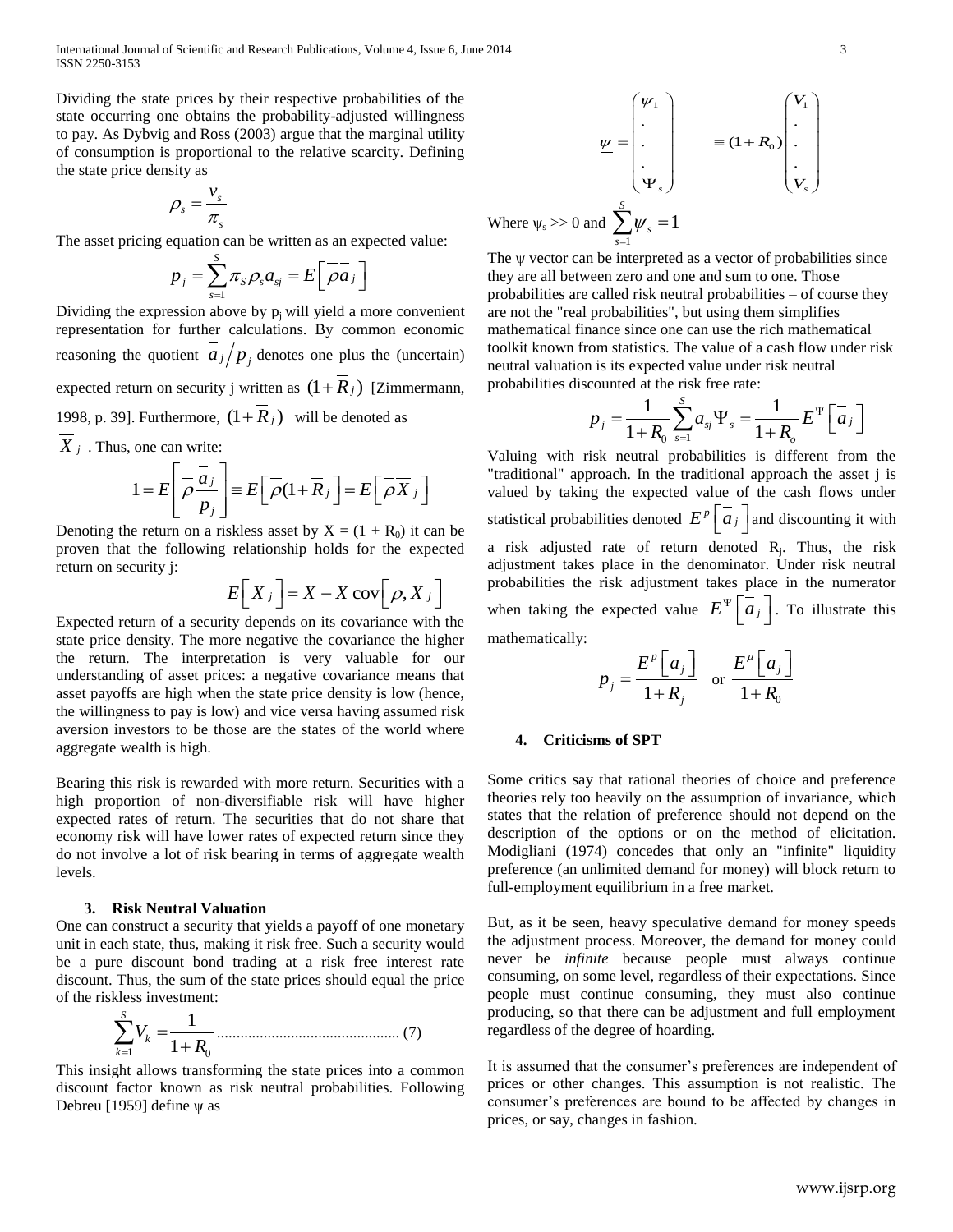Dividing the state prices by their respective probabilities of the state occurring one obtains the probability-adjusted willingness to pay. As Dybvig and Ross (2003) argue that the marginal utility of consumption is proportional to the relative scarcity. Defining the state price density as

$$\rho_s = \frac{v_s}{\pi_s}$$

The asset pricing equation can be written as an expected value:

$$p_j = \sum_{s=1}^{S} \pi_S \rho_s a_{sj} = E\left[\overline{\rho}\overline{a}_j\right]$$

Dividing the expression above by $p_j$ will yield a more convenient representation for further calculations. By common economic reasoning the quotient $\overline{a}_j / p_j$ denotes one plus the (uncertain) expected return on security j written as $(1+\overline{R}_j)$ [Zimmermann, 1998, p. 39]. Furthermore, $(1+\overline{R}_j)$ will be denoted as $\overline{X}_j$. Thus, one can write:

$$1 = E\left[\overline{\rho}\frac{\overline{a}_j}{p_j}\right] \equiv E\left[\overline{\rho}(1+\overline{R}_j)\right] = E\left[\overline{\rho}\overline{X}_j\right]$$

Denoting the return on a riskless asset by $X = (1 + R_0)$ it can be proven that the following relationship holds for the expected return on security j:

$$E\left[\overline{X}_j\right] = X - X\operatorname{cov}\left[\overline{\rho}, \overline{X}_j\right]$$

Expected return of a security depends on its covariance with the state price density. The more negative the covariance the higher the return. The interpretation is very valuable for our understanding of asset prices: a negative covariance means that asset payoffs are high when the state price density is low (hence, the willingness to pay is low) and vice versa having assumed risk aversion investors to be those are the states of the world where aggregate wealth is high.

Bearing this risk is rewarded with more return. Securities with a high proportion of non-diversifiable risk will have higher expected rates of return. The securities that do not share that economy risk will have lower rates of expected return since they do not involve a lot of risk bearing in terms of aggregate wealth levels.

### 3. Risk Neutral Valuation

One can construct a security that yields a payoff of one monetary unit in each state, thus, making it risk free. Such a security would be a pure discount bond trading at a risk free interest rate discount. Thus, the sum of the state prices should equal the price of the riskless investment:

$$\sum_{k=1}^{S} V_k = \frac{1}{1+R_0} \quad \text{.............................................. (7)}$$

This insight allows transforming the state prices into a common discount factor known as risk neutral probabilities. Following Debreu [1959] define ψ as

$$\underline{\psi} = \begin{pmatrix} \psi_1 \\ . \\ . \\ . \\ \Psi_s \end{pmatrix} \qquad \equiv (1+R_0)\begin{pmatrix} V_1 \\ . \\ . \\ . \\ V_s \end{pmatrix}$$

Where $\psi_s >> 0$ and $\sum_{s=1}^{S} \psi_s = 1$

The ψ vector can be interpreted as a vector of probabilities since they are all between zero and one and sum to one. Those probabilities are called risk neutral probabilities – of course they are not the "real probabilities", but using them simplifies mathematical finance since one can use the rich mathematical toolkit known from statistics. The value of a cash flow under risk neutral valuation is its expected value under risk neutral probabilities discounted at the risk free rate:

$$p_j = \frac{1}{1+R_0}\sum_{s=1}^{S} a_{sj}\Psi_s = \frac{1}{1+R_o}E^{\Psi}\left[\overline{a}_j\right]$$

Valuing with risk neutral probabilities is different from the "traditional" approach. In the traditional approach the asset j is valued by taking the expected value of the cash flows under statistical probabilities denoted $E^p\left[\overline{a}_j\right]$ and discounting it with a risk adjusted rate of return denoted $R_j$. Thus, the risk adjustment takes place in the denominator. Under risk neutral probabilities the risk adjustment takes place in the numerator when taking the expected value $E^{\Psi}\left[\overline{a}_j\right]$. To illustrate this mathematically:

$$p_j = \frac{E^p\left[a_j\right]}{1+R_j} \quad \text{or} \quad \frac{E^{\mu}\left[a_j\right]}{1+R_0}$$

### 4. Criticisms of SPT

Some critics say that rational theories of choice and preference theories rely too heavily on the assumption of invariance, which states that the relation of preference should not depend on the description of the options or on the method of elicitation. Modigliani (1974) concedes that only an "infinite" liquidity preference (an unlimited demand for money) will block return to full-employment equilibrium in a free market.

But, as it be seen, heavy speculative demand for money speeds the adjustment process. Moreover, the demand for money could never be *infinite* because people must always continue consuming, on some level, regardless of their expectations. Since people must continue consuming, they must also continue producing, so that there can be adjustment and full employment regardless of the degree of hoarding.

It is assumed that the consumer's preferences are independent of prices or other changes. This assumption is not realistic. The consumer's preferences are bound to be affected by changes in prices, or say, changes in fashion.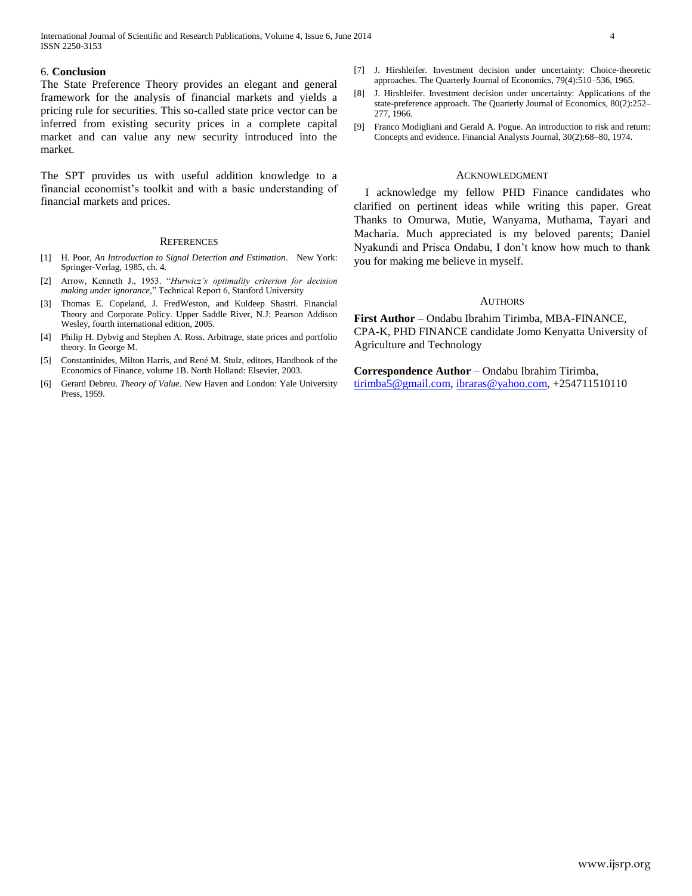## 6. **Conclusion**

The State Preference Theory provides an elegant and general framework for the analysis of financial markets and yields a pricing rule for securities. This so-called state price vector can be inferred from existing security prices in a complete capital market and can value any new security introduced into the market.

The SPT provides us with useful addition knowledge to a financial economist's toolkit and with a basic understanding of financial markets and prices.

## REFERENCES

[1] H. Poor, *An Introduction to Signal Detection and Estimation*. New York: Springer-Verlag, 1985, ch. 4.

[2] Arrow, Kenneth J., 1953. "*Hurwicz's optimality criterion for decision making under ignorance*," Technical Report 6, Stanford University

[3] Thomas E. Copeland, J. FredWeston, and Kuldeep Shastri. Financial Theory and Corporate Policy. Upper Saddle River, N.J: Pearson Addison Wesley, fourth international edition, 2005.

[4] Philip H. Dybvig and Stephen A. Ross. Arbitrage, state prices and portfolio theory. In George M.

[5] Constantinides, Milton Harris, and René M. Stulz, editors, Handbook of the Economics of Finance, volume 1B. North Holland: Elsevier, 2003.

[6] Gerard Debreu. *Theory of Value*. New Haven and London: Yale University Press, 1959.

[7] J. Hirshleifer. Investment decision under uncertainty: Choice-theoretic approaches. The Quarterly Journal of Economics, 79(4):510–536, 1965.

[8] J. Hirshleifer. Investment decision under uncertainty: Applications of the state-preference approach. The Quarterly Journal of Economics, 80(2):252–277, 1966.

[9] Franco Modigliani and Gerald A. Pogue. An introduction to risk and return: Concepts and evidence. Financial Analysts Journal, 30(2):68–80, 1974.

## ACKNOWLEDGMENT

I acknowledge my fellow PHD Finance candidates who clarified on pertinent ideas while writing this paper. Great Thanks to Omurwa, Mutie, Wanyama, Muthama, Tayari and Macharia. Much appreciated is my beloved parents; Daniel Nyakundi and Prisca Ondabu, I don't know how much to thank you for making me believe in myself.

## AUTHORS

**First Author** – Ondabu Ibrahim Tirimba, MBA-FINANCE, CPA-K, PHD FINANCE candidate Jomo Kenyatta University of Agriculture and Technology

**Correspondence Author** – Ondabu Ibrahim Tirimba, tirimba5@gmail.com, ibraras@yahoo.com, +254711510110